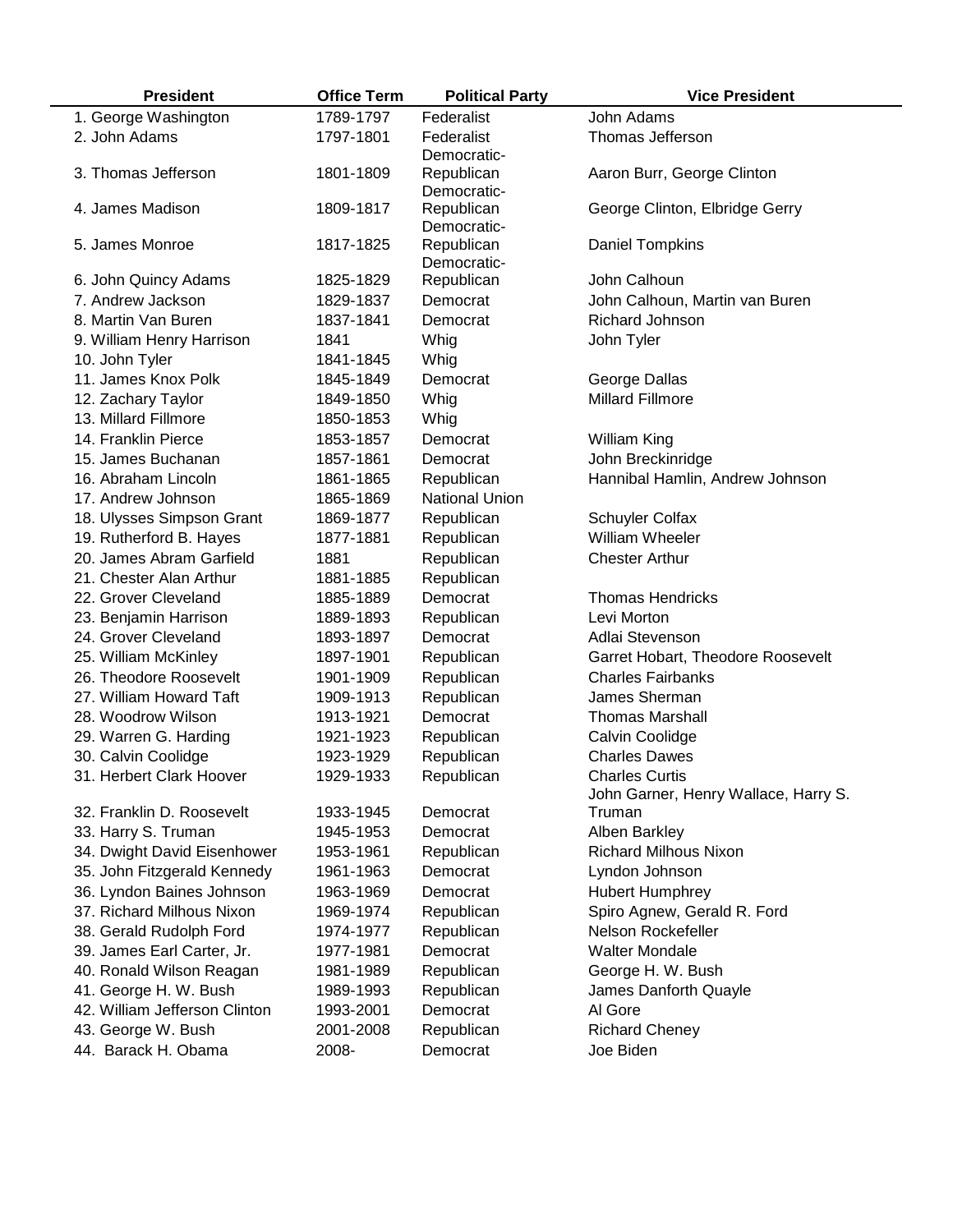| President | Office Term | Political Party | Vice President |
|---|---|---|---|
| 1. George Washington | 1789-1797 | Federalist | John Adams |
| 2. John Adams | 1797-1801 | Federalist | Thomas Jefferson |
| 3. Thomas Jefferson | 1801-1809 | Democratic-Republican | Aaron Burr, George Clinton |
| 4. James Madison | 1809-1817 | Democratic-Republican | George Clinton, Elbridge Gerry |
| 5. James Monroe | 1817-1825 | Democratic-Republican | Daniel Tompkins |
| 6. John Quincy Adams | 1825-1829 | Democratic-Republican | John Calhoun |
| 7. Andrew Jackson | 1829-1837 | Democrat | John Calhoun, Martin van Buren |
| 8. Martin Van Buren | 1837-1841 | Democrat | Richard Johnson |
| 9. William Henry Harrison | 1841 | Whig | John Tyler |
| 10. John Tyler | 1841-1845 | Whig | |
| 11. James Knox Polk | 1845-1849 | Democrat | George Dallas |
| 12. Zachary Taylor | 1849-1850 | Whig | Millard Fillmore |
| 13. Millard Fillmore | 1850-1853 | Whig | |
| 14. Franklin Pierce | 1853-1857 | Democrat | William King |
| 15. James Buchanan | 1857-1861 | Democrat | John Breckinridge |
| 16. Abraham Lincoln | 1861-1865 | Republican | Hannibal Hamlin, Andrew Johnson |
| 17. Andrew Johnson | 1865-1869 | National Union | |
| 18. Ulysses Simpson Grant | 1869-1877 | Republican | Schuyler Colfax |
| 19. Rutherford B. Hayes | 1877-1881 | Republican | William Wheeler |
| 20. James Abram Garfield | 1881 | Republican | Chester Arthur |
| 21. Chester Alan Arthur | 1881-1885 | Republican | |
| 22. Grover Cleveland | 1885-1889 | Democrat | Thomas Hendricks |
| 23. Benjamin Harrison | 1889-1893 | Republican | Levi Morton |
| 24. Grover Cleveland | 1893-1897 | Democrat | Adlai Stevenson |
| 25. William McKinley | 1897-1901 | Republican | Garret Hobart, Theodore Roosevelt |
| 26. Theodore Roosevelt | 1901-1909 | Republican | Charles Fairbanks |
| 27. William Howard Taft | 1909-1913 | Republican | James Sherman |
| 28. Woodrow Wilson | 1913-1921 | Democrat | Thomas Marshall |
| 29. Warren G. Harding | 1921-1923 | Republican | Calvin Coolidge |
| 30. Calvin Coolidge | 1923-1929 | Republican | Charles Dawes |
| 31. Herbert Clark Hoover | 1929-1933 | Republican | Charles Curtis |
| 32. Franklin D. Roosevelt | 1933-1945 | Democrat | John Garner, Henry Wallace, Harry S. Truman |
| 33. Harry S. Truman | 1945-1953 | Democrat | Alben Barkley |
| 34. Dwight David Eisenhower | 1953-1961 | Republican | Richard Milhous Nixon |
| 35. John Fitzgerald Kennedy | 1961-1963 | Democrat | Lyndon Johnson |
| 36. Lyndon Baines Johnson | 1963-1969 | Democrat | Hubert Humphrey |
| 37. Richard Milhous Nixon | 1969-1974 | Republican | Spiro Agnew, Gerald R. Ford |
| 38. Gerald Rudolph Ford | 1974-1977 | Republican | Nelson Rockefeller |
| 39. James Earl Carter, Jr. | 1977-1981 | Democrat | Walter Mondale |
| 40. Ronald Wilson Reagan | 1981-1989 | Republican | George H. W. Bush |
| 41. George H. W. Bush | 1989-1993 | Republican | James Danforth Quayle |
| 42. William Jefferson Clinton | 1993-2001 | Democrat | Al Gore |
| 43. George W. Bush | 2001-2008 | Republican | Richard Cheney |
| 44. Barack H. Obama | 2008- | Democrat | Joe Biden |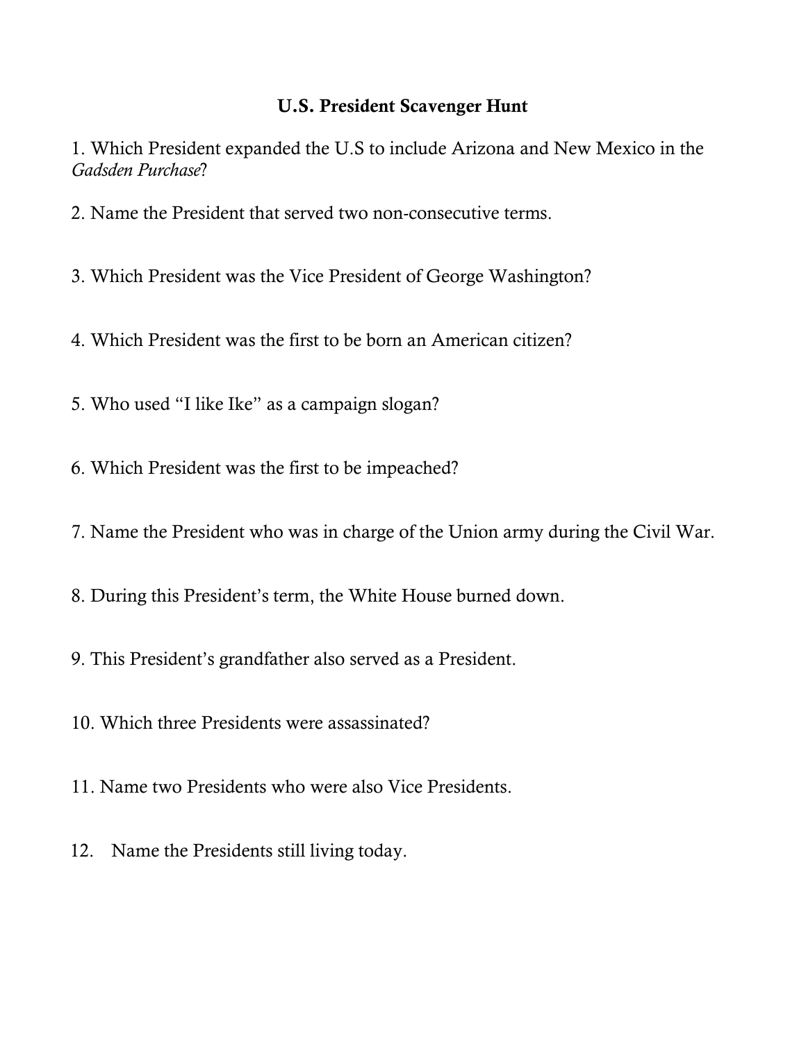## U.S. President Scavenger Hunt

1. Which President expanded the U.S to include Arizona and New Mexico in the *Gadsden Purchase*?

2. Name the President that served two non-consecutive terms.

3. Which President was the Vice President of George Washington?

4. Which President was the first to be born an American citizen?

5. Who used "I like Ike" as a campaign slogan?

6. Which President was the first to be impeached?

7. Name the President who was in charge of the Union army during the Civil War.

8. During this President's term, the White House burned down.

9. This President's grandfather also served as a President.

10. Which three Presidents were assassinated?

11. Name two Presidents who were also Vice Presidents.

12. Name the Presidents still living today.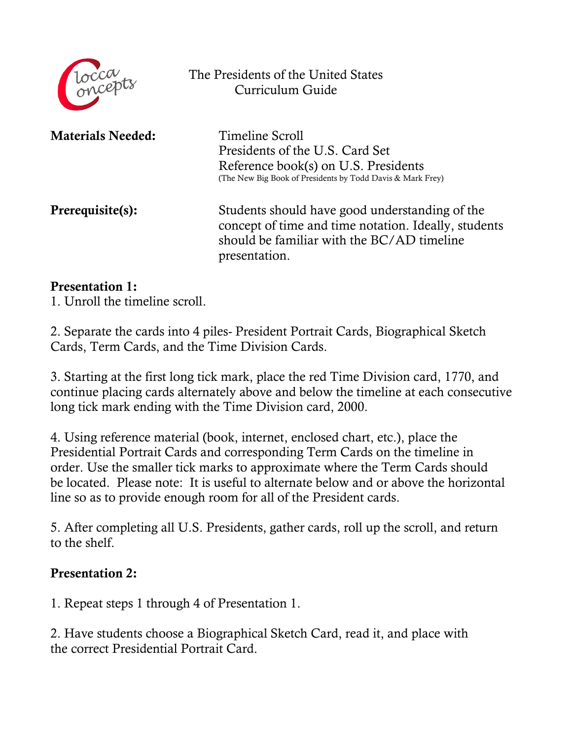The Presidents of the United States
Curriculum Guide

**Materials Needed:**

Timeline Scroll
Presidents of the U.S. Card Set
Reference book(s) on U.S. Presidents
(The New Big Book of Presidents by Todd Davis & Mark Frey)

**Prerequisite(s):**

Students should have good understanding of the concept of time and time notation. Ideally, students should be familiar with the BC/AD timeline presentation.

**Presentation 1:**

1. Unroll the timeline scroll.

2. Separate the cards into 4 piles- President Portrait Cards, Biographical Sketch Cards, Term Cards, and the Time Division Cards.

3. Starting at the first long tick mark, place the red Time Division card, 1770, and continue placing cards alternately above and below the timeline at each consecutive long tick mark ending with the Time Division card, 2000.

4. Using reference material (book, internet, enclosed chart, etc.), place the Presidential Portrait Cards and corresponding Term Cards on the timeline in order. Use the smaller tick marks to approximate where the Term Cards should be located. Please note: It is useful to alternate below and or above the horizontal line so as to provide enough room for all of the President cards.

5. After completing all U.S. Presidents, gather cards, roll up the scroll, and return to the shelf.

**Presentation 2:**

1. Repeat steps 1 through 4 of Presentation 1.

2. Have students choose a Biographical Sketch Card, read it, and place with the correct Presidential Portrait Card.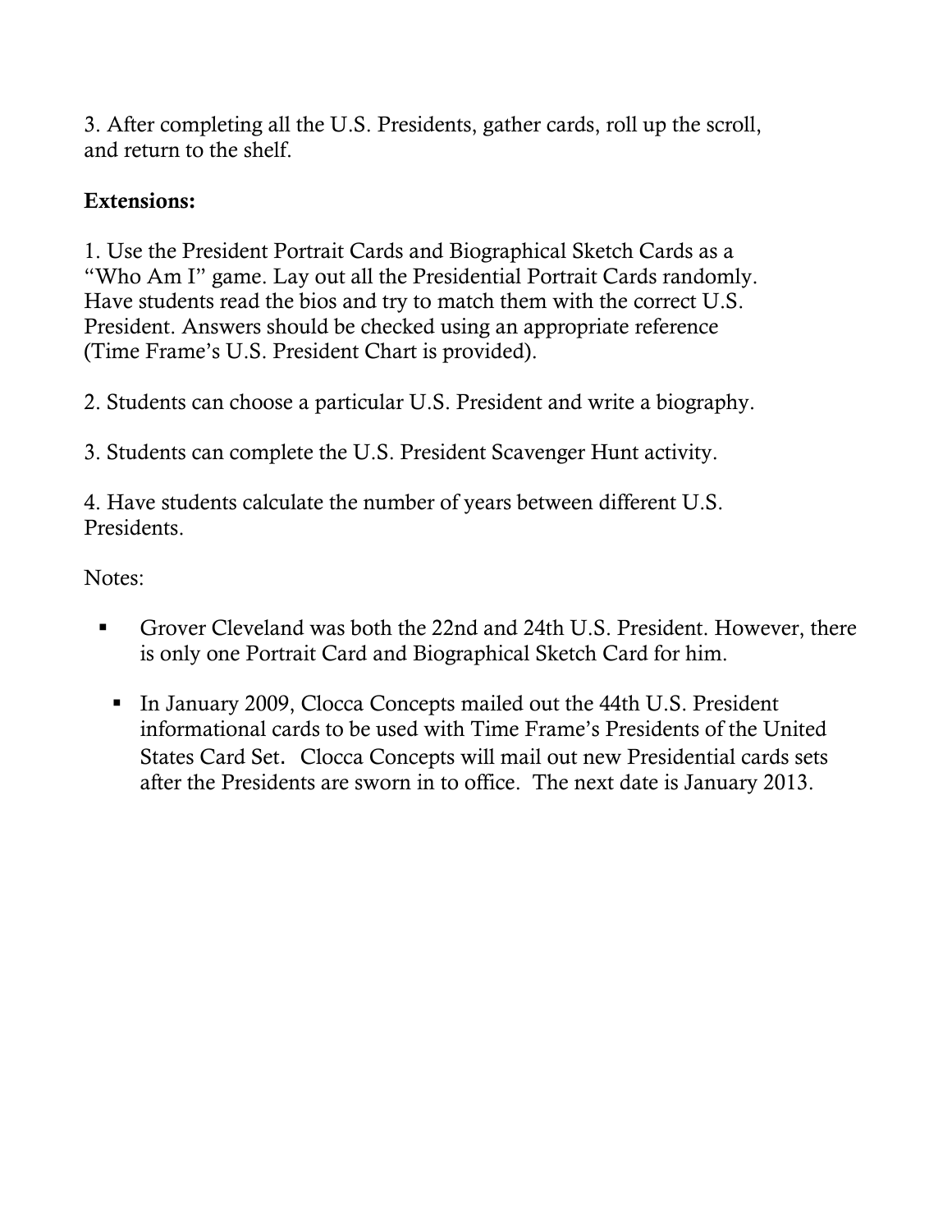3. After completing all the U.S. Presidents, gather cards, roll up the scroll, and return to the shelf.

**Extensions:**

1. Use the President Portrait Cards and Biographical Sketch Cards as a "Who Am I" game. Lay out all the Presidential Portrait Cards randomly. Have students read the bios and try to match them with the correct U.S. President. Answers should be checked using an appropriate reference (Time Frame's U.S. President Chart is provided).

2. Students can choose a particular U.S. President and write a biography.

3. Students can complete the U.S. President Scavenger Hunt activity.

4. Have students calculate the number of years between different U.S. Presidents.

Notes:

- Grover Cleveland was both the 22nd and 24th U.S. President. However, there is only one Portrait Card and Biographical Sketch Card for him.
- In January 2009, Clocca Concepts mailed out the 44th U.S. President informational cards to be used with Time Frame's Presidents of the United States Card Set. Clocca Concepts will mail out new Presidential cards sets after the Presidents are sworn in to office. The next date is January 2013.